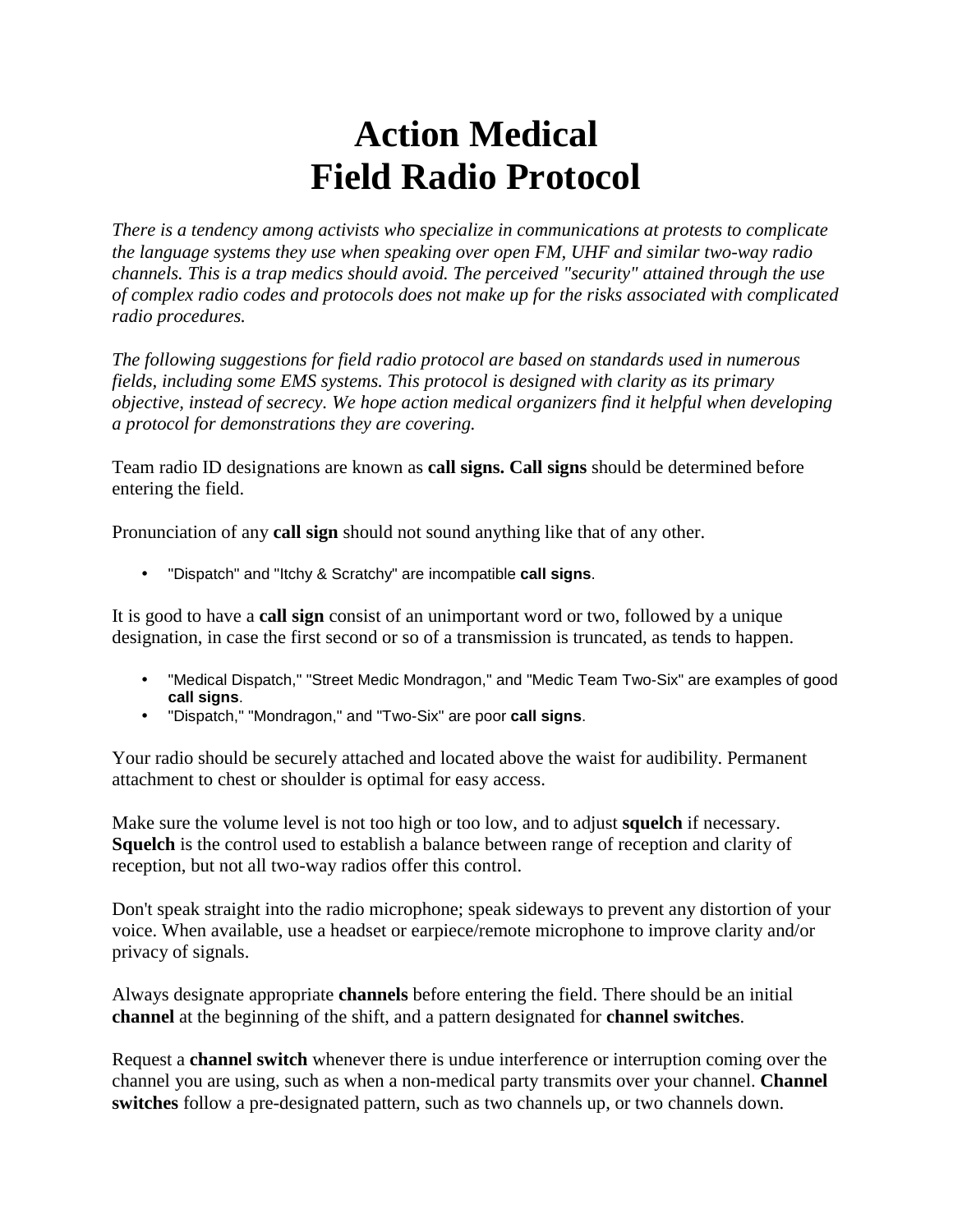# Action Medical
# Field Radio Protocol

*There is a tendency among activists who specialize in communications at protests to complicate the language systems they use when speaking over open FM, UHF and similar two-way radio channels. This is a trap medics should avoid. The perceived "security" attained through the use of complex radio codes and protocols does not make up for the risks associated with complicated radio procedures.*

*The following suggestions for field radio protocol are based on standards used in numerous fields, including some EMS systems. This protocol is designed with clarity as its primary objective, instead of secrecy. We hope action medical organizers find it helpful when developing a protocol for demonstrations they are covering.*

Team radio ID designations are known as **call signs. Call signs** should be determined before entering the field.

Pronunciation of any **call sign** should not sound anything like that of any other.

- "Dispatch" and "Itchy & Scratchy" are incompatible **call signs**.

It is good to have a **call sign** consist of an unimportant word or two, followed by a unique designation, in case the first second or so of a transmission is truncated, as tends to happen.

- "Medical Dispatch," "Street Medic Mondragon," and "Medic Team Two-Six" are examples of good **call signs**.
- "Dispatch," "Mondragon," and "Two-Six" are poor **call signs**.

Your radio should be securely attached and located above the waist for audibility. Permanent attachment to chest or shoulder is optimal for easy access.

Make sure the volume level is not too high or too low, and to adjust **squelch** if necessary. **Squelch** is the control used to establish a balance between range of reception and clarity of reception, but not all two-way radios offer this control.

Don't speak straight into the radio microphone; speak sideways to prevent any distortion of your voice. When available, use a headset or earpiece/remote microphone to improve clarity and/or privacy of signals.

Always designate appropriate **channels** before entering the field. There should be an initial **channel** at the beginning of the shift, and a pattern designated for **channel switches**.

Request a **channel switch** whenever there is undue interference or interruption coming over the channel you are using, such as when a non-medical party transmits over your channel. **Channel switches** follow a pre-designated pattern, such as two channels up, or two channels down.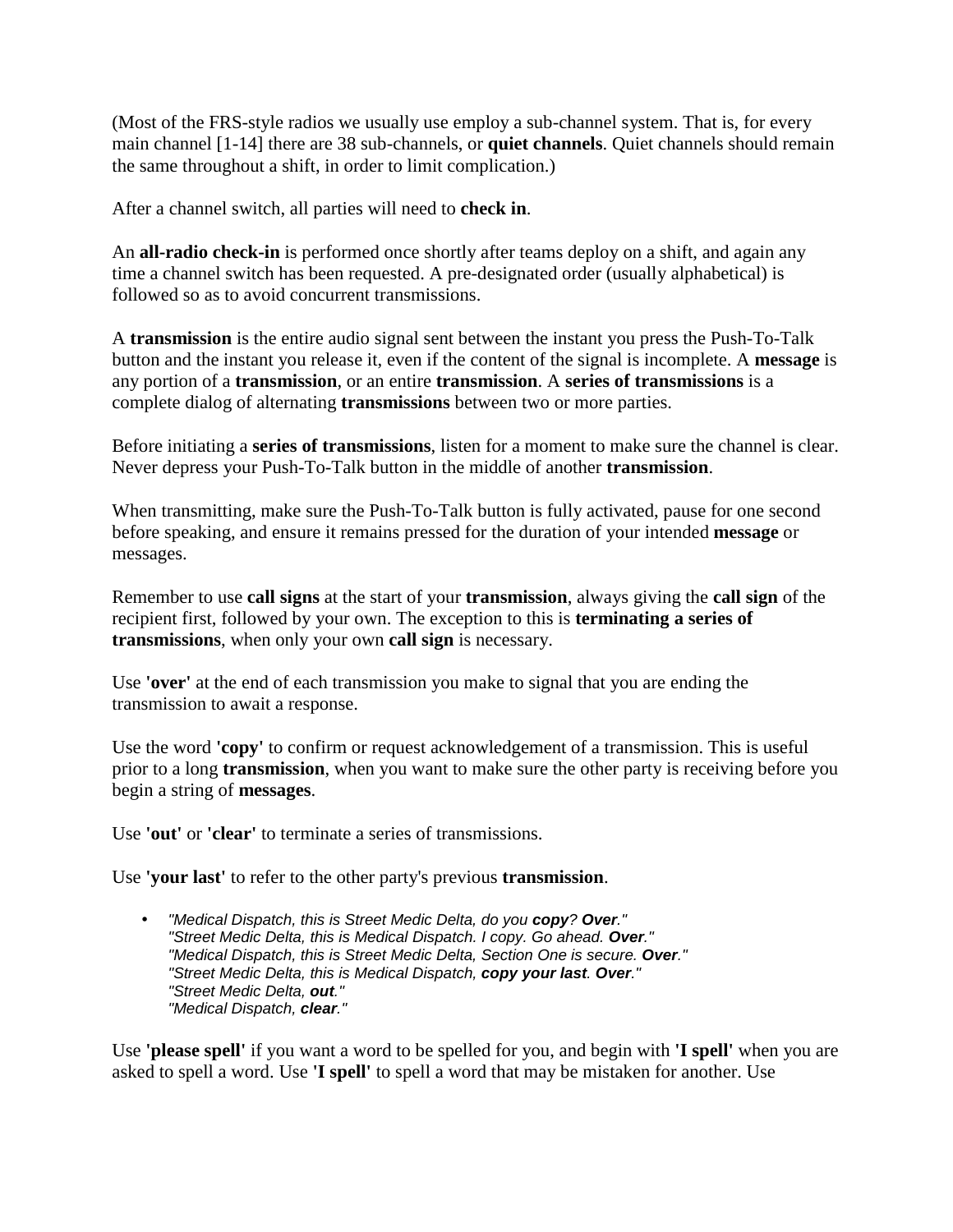(Most of the FRS-style radios we usually use employ a sub-channel system. That is, for every main channel [1-14] there are 38 sub-channels, or **quiet channels**. Quiet channels should remain the same throughout a shift, in order to limit complication.)

After a channel switch, all parties will need to **check in**.

An **all-radio check-in** is performed once shortly after teams deploy on a shift, and again any time a channel switch has been requested. A pre-designated order (usually alphabetical) is followed so as to avoid concurrent transmissions.

A **transmission** is the entire audio signal sent between the instant you press the Push-To-Talk button and the instant you release it, even if the content of the signal is incomplete. A **message** is any portion of a **transmission**, or an entire **transmission**. A **series of transmissions** is a complete dialog of alternating **transmissions** between two or more parties.

Before initiating a **series of transmissions**, listen for a moment to make sure the channel is clear. Never depress your Push-To-Talk button in the middle of another **transmission**.

When transmitting, make sure the Push-To-Talk button is fully activated, pause for one second before speaking, and ensure it remains pressed for the duration of your intended **message** or messages.

Remember to use **call signs** at the start of your **transmission**, always giving the **call sign** of the recipient first, followed by your own. The exception to this is **terminating a series of transmissions**, when only your own **call sign** is necessary.

Use **'over'** at the end of each transmission you make to signal that you are ending the transmission to await a response.

Use the word **'copy'** to confirm or request acknowledgement of a transmission. This is useful prior to a long **transmission**, when you want to make sure the other party is receiving before you begin a string of **messages**.

Use **'out'** or **'clear'** to terminate a series of transmissions.

Use **'your last'** to refer to the other party's previous **transmission**.

- *"Medical Dispatch, this is Street Medic Delta, do you **copy**? **Over**."*
  *"Street Medic Delta, this is Medical Dispatch. I copy. Go ahead. **Over**."*
  *"Medical Dispatch, this is Street Medic Delta, Section One is secure. **Over**."*
  *"Street Medic Delta, this is Medical Dispatch, **copy your last**. **Over**."*
  *"Street Medic Delta, **out**."*
  *"Medical Dispatch, **clear**."*

Use **'please spell'** if you want a word to be spelled for you, and begin with **'I spell'** when you are asked to spell a word. Use **'I spell'** to spell a word that may be mistaken for another. Use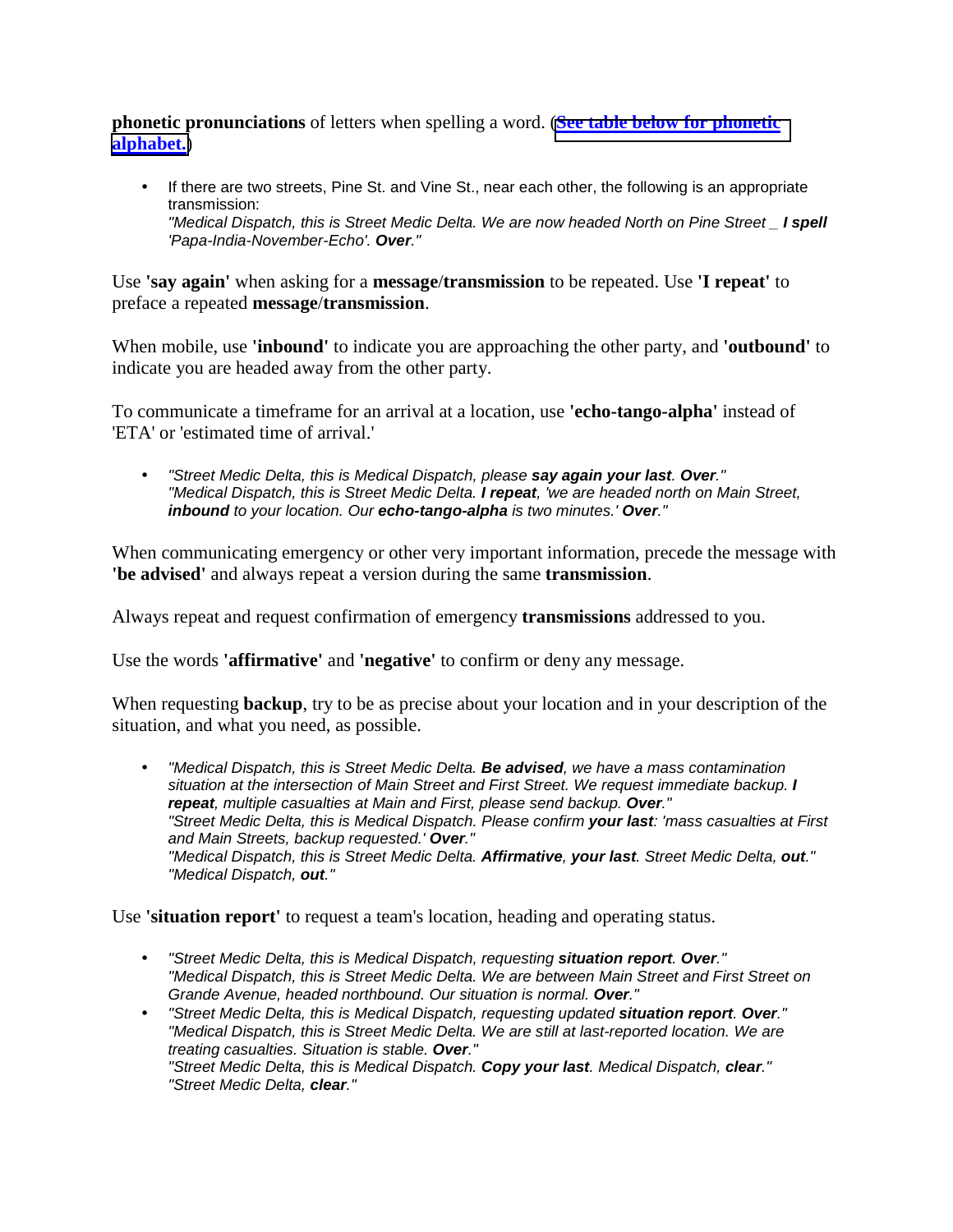**phonetic pronunciations** of letters when spelling a word. ([See table below for phonetic alphabet.](#))

- If there are two streets, Pine St. and Vine St., near each other, the following is an appropriate transmission:
  *"Medical Dispatch, this is Street Medic Delta. We are now headed North on Pine Street _ **I spell** 'Papa-India-November-Echo'. **Over**."*

Use **'say again'** when asking for a **message**/**transmission** to be repeated. Use **'I repeat'** to preface a repeated **message**/**transmission**.

When mobile, use **'inbound'** to indicate you are approaching the other party, and **'outbound'** to indicate you are headed away from the other party.

To communicate a timeframe for an arrival at a location, use **'echo-tango-alpha'** instead of 'ETA' or 'estimated time of arrival.'

- *"Street Medic Delta, this is Medical Dispatch, please **say again your last**. **Over**."*
  *"Medical Dispatch, this is Street Medic Delta. **I repeat**, 'we are headed north on Main Street, **inbound** to your location. Our **echo-tango-alpha** is two minutes.' **Over**."*

When communicating emergency or other very important information, precede the message with **'be advised'** and always repeat a version during the same **transmission**.

Always repeat and request confirmation of emergency **transmissions** addressed to you.

Use the words **'affirmative'** and **'negative'** to confirm or deny any message.

When requesting **backup**, try to be as precise about your location and in your description of the situation, and what you need, as possible.

- *"Medical Dispatch, this is Street Medic Delta. **Be advised**, we have a mass contamination situation at the intersection of Main Street and First Street. We request immediate backup. **I repeat**, multiple casualties at Main and First, please send backup. **Over**."*
  *"Street Medic Delta, this is Medical Dispatch. Please confirm **your last**: 'mass casualties at First and Main Streets, backup requested.' **Over**."*
  *"Medical Dispatch, this is Street Medic Delta. **Affirmative**, **your last**. Street Medic Delta, **out**."*
  *"Medical Dispatch, **out**."*

Use **'situation report'** to request a team's location, heading and operating status.

- *"Street Medic Delta, this is Medical Dispatch, requesting **situation report**. **Over**."*
  *"Medical Dispatch, this is Street Medic Delta. We are between Main Street and First Street on Grande Avenue, headed northbound. Our situation is normal. **Over**."*
- *"Street Medic Delta, this is Medical Dispatch, requesting updated **situation report**. **Over**."*
  *"Medical Dispatch, this is Street Medic Delta. We are still at last-reported location. We are treating casualties. Situation is stable. **Over**."*
  *"Street Medic Delta, this is Medical Dispatch. **Copy your last**. Medical Dispatch, **clear**."*
  *"Street Medic Delta, **clear**."*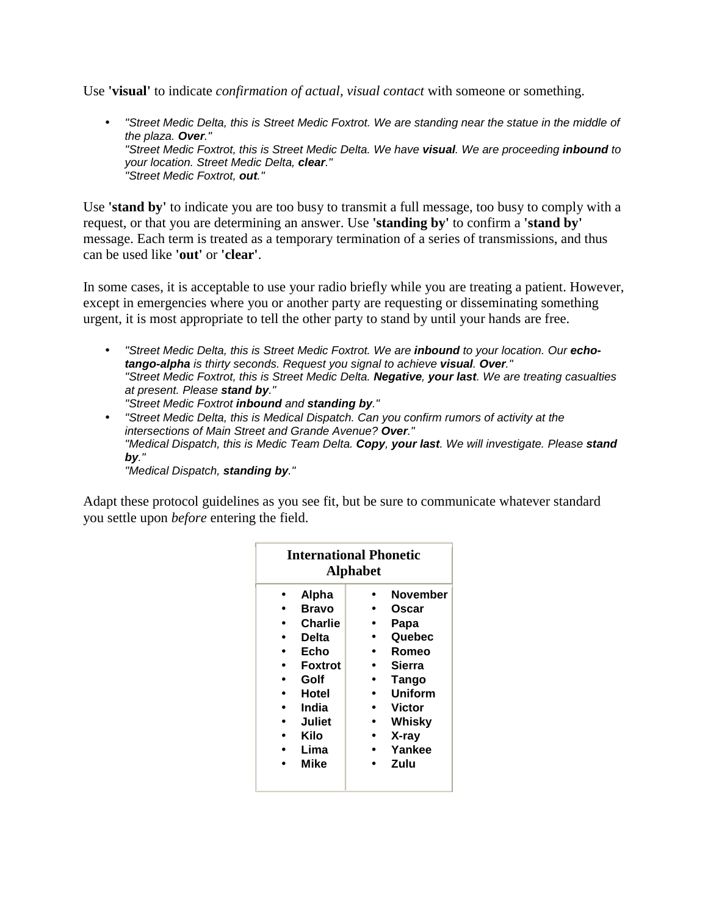Use **'visual'** to indicate *confirmation of actual, visual contact* with someone or something.

- *"Street Medic Delta, this is Street Medic Foxtrot. We are standing near the statue in the middle of the plaza.* ***Over****."*
  *"Street Medic Foxtrot, this is Street Medic Delta. We have* ***visual****. We are proceeding* ***inbound*** *to your location. Street Medic Delta,* ***clear****."*
  *"Street Medic Foxtrot,* ***out****."*

Use **'stand by'** to indicate you are too busy to transmit a full message, too busy to comply with a request, or that you are determining an answer. Use **'standing by'** to confirm a **'stand by'** message. Each term is treated as a temporary termination of a series of transmissions, and thus can be used like **'out'** or **'clear'**.

In some cases, it is acceptable to use your radio briefly while you are treating a patient. However, except in emergencies where you or another party are requesting or disseminating something urgent, it is most appropriate to tell the other party to stand by until your hands are free.

- *"Street Medic Delta, this is Street Medic Foxtrot. We are* ***inbound*** *to your location. Our* ***echo-tango-alpha*** *is thirty seconds. Request you signal to achieve* ***visual****.* ***Over****."*
  *"Street Medic Foxtrot, this is Street Medic Delta.* ***Negative****,* ***your last****. We are treating casualties at present. Please* ***stand by****."*
  *"Street Medic Foxtrot* ***inbound*** *and* ***standing by****."*
- *"Street Medic Delta, this is Medical Dispatch. Can you confirm rumors of activity at the intersections of Main Street and Grande Avenue?* ***Over****."*
  *"Medical Dispatch, this is Medic Team Delta.* ***Copy****,* ***your last****. We will investigate. Please* ***stand by****."*
  *"Medical Dispatch,* ***standing by****."*

Adapt these protocol guidelines as you see fit, but be sure to communicate whatever standard you settle upon *before* entering the field.

| International Phonetic Alphabet | |
|---|---|
| • **Alpha**<br>• **Bravo**<br>• **Charlie**<br>• **Delta**<br>• **Echo**<br>• **Foxtrot**<br>• **Golf**<br>• **Hotel**<br>• **India**<br>• **Juliet**<br>• **Kilo**<br>• **Lima**<br>• **Mike** | • **November**<br>• **Oscar**<br>• **Papa**<br>• **Quebec**<br>• **Romeo**<br>• **Sierra**<br>• **Tango**<br>• **Uniform**<br>• **Victor**<br>• **Whisky**<br>• **X-ray**<br>• **Yankee**<br>• **Zulu** |